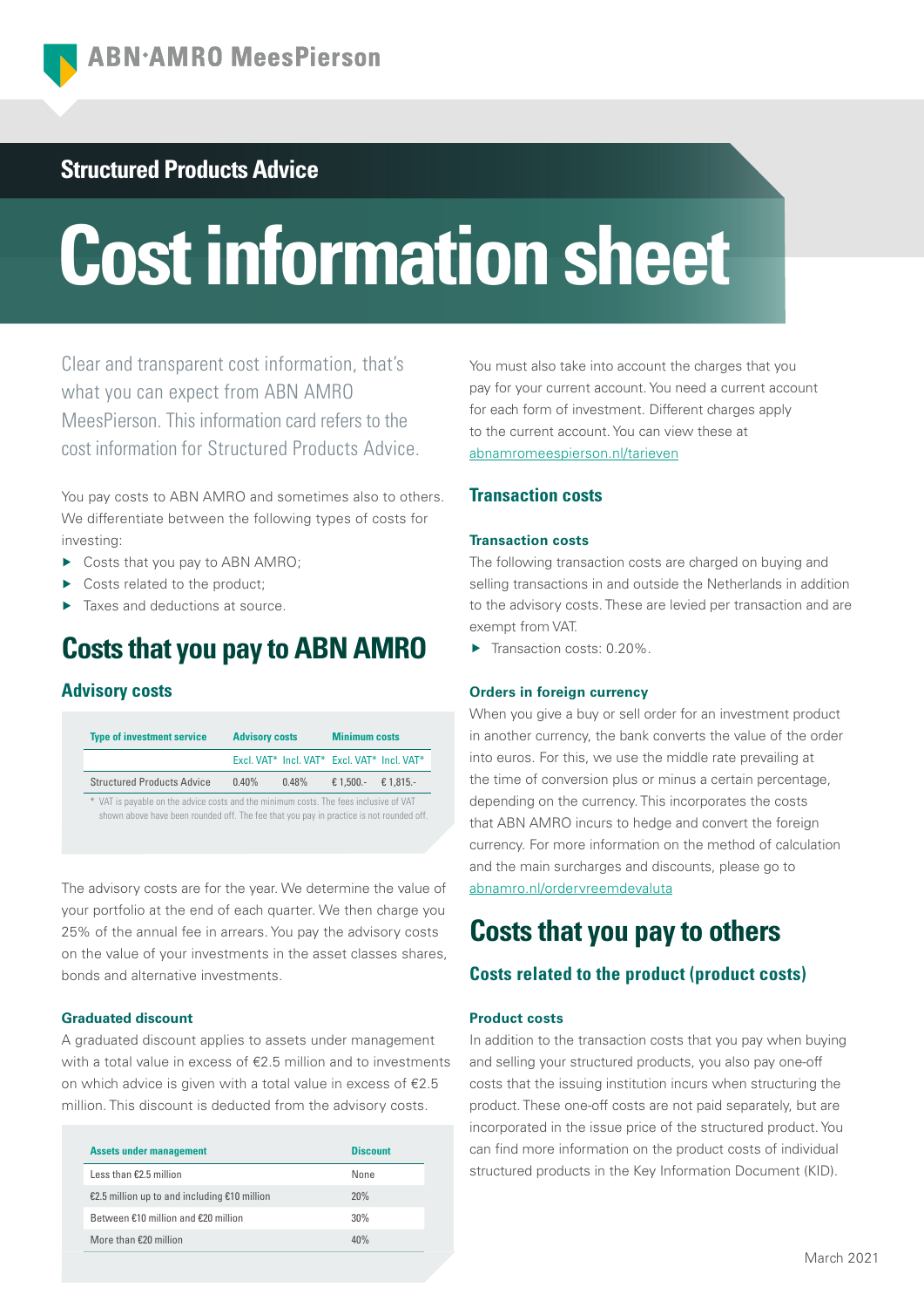ABN·AMRO MeesPierson

## Structured Products Advice

# Cost information sheet

Clear and transparent cost information, that's what you can expect from ABN AMRO MeesPierson. This information card refers to the cost information for Structured Products Advice.

You pay costs to ABN AMRO and sometimes also to others. We differentiate between the following types of costs for investing:

- Costs that you pay to ABN AMRO;
- Costs related to the product;
- Taxes and deductions at source.

## Costs that you pay to ABN AMRO

### Advisory costs

| Type of investment service | Advisory costs | | Minimum costs | |
|---|---|---|---|---|
| | Excl. VAT* | Incl. VAT* | Excl. VAT* | Incl. VAT* |
| Structured Products Advice | 0.40% | 0.48% | € 1,500.- | € 1,815.- |

\* VAT is payable on the advice costs and the minimum costs. The fees inclusive of VAT shown above have been rounded off. The fee that you pay in practice is not rounded off.

The advisory costs are for the year. We determine the value of your portfolio at the end of each quarter. We then charge you 25% of the annual fee in arrears. You pay the advisory costs on the value of your investments in the asset classes shares, bonds and alternative investments.

#### Graduated discount

A graduated discount applies to assets under management with a total value in excess of €2.5 million and to investments on which advice is given with a total value in excess of €2.5 million. This discount is deducted from the advisory costs.

| Assets under management | Discount |
|---|---|
| Less than €2.5 million | None |
| €2.5 million up to and including €10 million | 20% |
| Between €10 million and €20 million | 30% |
| More than €20 million | 40% |

You must also take into account the charges that you pay for your current account. You need a current account for each form of investment. Different charges apply to the current account. You can view these at abnamromeespierson.nl/tarieven

### Transaction costs

#### Transaction costs

The following transaction costs are charged on buying and selling transactions in and outside the Netherlands in addition to the advisory costs. These are levied per transaction and are exempt from VAT.

- Transaction costs: 0.20%.

#### Orders in foreign currency

When you give a buy or sell order for an investment product in another currency, the bank converts the value of the order into euros. For this, we use the middle rate prevailing at the time of conversion plus or minus a certain percentage, depending on the currency. This incorporates the costs that ABN AMRO incurs to hedge and convert the foreign currency. For more information on the method of calculation and the main surcharges and discounts, please go to abnamro.nl/ordervreemdevaluta

## Costs that you pay to others

### Costs related to the product (product costs)

#### Product costs

In addition to the transaction costs that you pay when buying and selling your structured products, you also pay one-off costs that the issuing institution incurs when structuring the product. These one-off costs are not paid separately, but are incorporated in the issue price of the structured product. You can find more information on the product costs of individual structured products in the Key Information Document (KID).

March 2021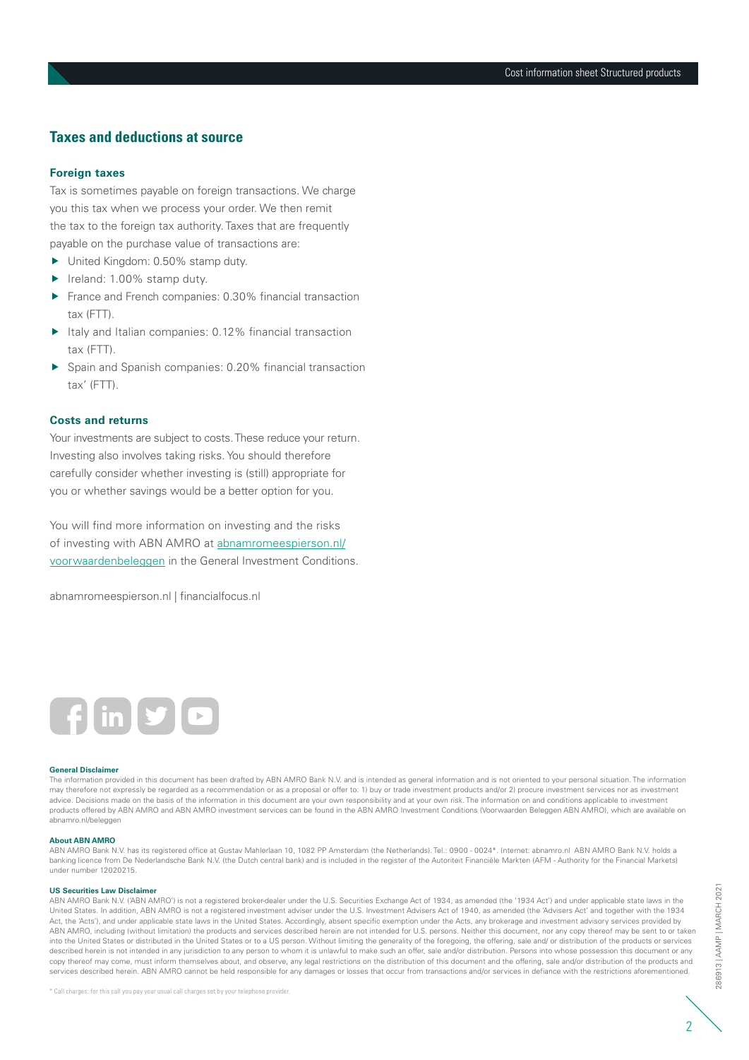## Taxes and deductions at source

### Foreign taxes

Tax is sometimes payable on foreign transactions. We charge you this tax when we process your order. We then remit the tax to the foreign tax authority. Taxes that are frequently payable on the purchase value of transactions are:

- United Kingdom: 0.50% stamp duty.
- Ireland: 1.00% stamp duty.
- France and French companies: 0.30% financial transaction tax (FTT).
- Italy and Italian companies: 0.12% financial transaction tax (FTT).
- Spain and Spanish companies: 0.20% financial transaction tax' (FTT).

### Costs and returns

Your investments are subject to costs. These reduce your return. Investing also involves taking risks. You should therefore carefully consider whether investing is (still) appropriate for you or whether savings would be a better option for you.

You will find more information on investing and the risks of investing with ABN AMRO at abnamromeespierson.nl/voorwaardenbeleggen in the General Investment Conditions.

abnamromeespierson.nl | financialfocus.nl

**General Disclaimer**
The information provided in this document has been drafted by ABN AMRO Bank N.V. and is intended as general information and is not oriented to your personal situation. The information may therefore not expressly be regarded as a recommendation or as a proposal or offer to: 1) buy or trade investment products and/or 2) procure investment services nor as investment advice. Decisions made on the basis of the information in this document are your own responsibility and at your own risk. The information on and conditions applicable to investment products offered by ABN AMRO and ABN AMRO investment services can be found in the ABN AMRO Investment Conditions (Voorwaarden Beleggen ABN AMRO), which are available on abnamro.nl/beleggen

**About ABN AMRO**
ABN AMRO Bank N.V. has its registered office at Gustav Mahlerlaan 10, 1082 PP Amsterdam (the Netherlands). Tel.: 0900 - 0024*. Internet: abnamro.nl ABN AMRO Bank N.V. holds a banking licence from De Nederlandsche Bank N.V. (the Dutch central bank) and is included in the register of the Autoriteit Financiële Markten (AFM - Authority for the Financial Markets) under number 12020215.

**US Securities Law Disclaimer**
ABN AMRO Bank N.V. ('ABN AMRO') is not a registered broker-dealer under the U.S. Securities Exchange Act of 1934, as amended (the '1934 Act') and under applicable state laws in the United States. In addition, ABN AMRO is not a registered investment adviser under the U.S. Investment Advisers Act of 1940, as amended (the 'Advisers Act' and together with the 1934 Act, the 'Acts'), and under applicable state laws in the United States. Accordingly, absent specific exemption under the Acts, any brokerage and investment advisory services provided by ABN AMRO, including (without limitation) the products and services described herein are not intended for U.S. persons. Neither this document, nor any copy thereof may be sent to or taken into the United States or distributed in the United States or to a US person. Without limiting the generality of the foregoing, the offering, sale and/ or distribution of the products or services described herein is not intended in any jurisdiction to any person to whom it is unlawful to make such an offer, sale and/or distribution. Persons into whose possession this document or any copy thereof may come, must inform themselves about, and observe, any legal restrictions on the distribution of this document and the offering, sale and/or distribution of the products and services described herein. ABN AMRO cannot be held responsible for any damages or losses that occur from transactions and/or services in defiance with the restrictions aforementioned.

\* Call charges: for this call you pay your usual call charges set by your telephone provider.

286913 | AAMP | MARCH 2021